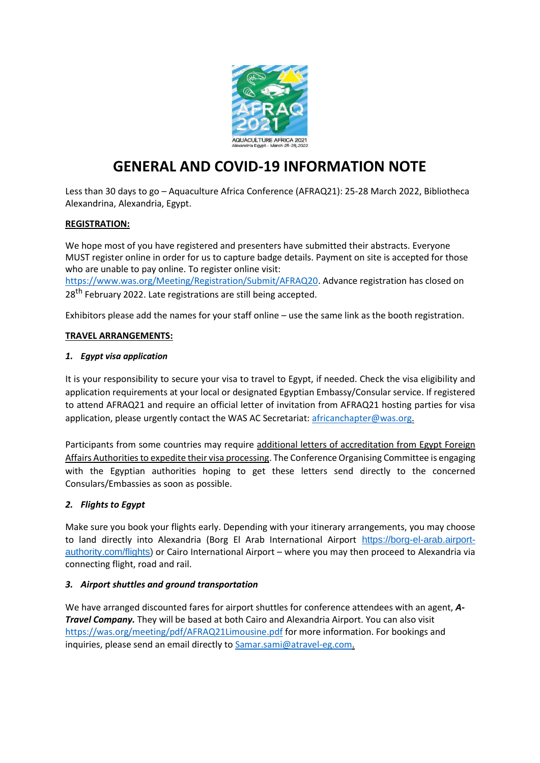AQUACULTURE AFRICA 2021
Alexandria Egypt - March 25-28, 2022

# GENERAL AND COVID-19 INFORMATION NOTE

Less than 30 days to go – Aquaculture Africa Conference (AFRAQ21): 25-28 March 2022, Bibliotheca Alexandrina, Alexandria, Egypt.

**REGISTRATION:**

We hope most of you have registered and presenters have submitted their abstracts. Everyone MUST register online in order for us to capture badge details. Payment on site is accepted for those who are unable to pay online. To register online visit: https://www.was.org/Meeting/Registration/Submit/AFRAQ20. Advance registration has closed on 28th February 2022. Late registrations are still being accepted.

Exhibitors please add the names for your staff online – use the same link as the booth registration.

**TRAVEL ARRANGEMENTS:**

***1. Egypt visa application***

It is your responsibility to secure your visa to travel to Egypt, if needed. Check the visa eligibility and application requirements at your local or designated Egyptian Embassy/Consular service. If registered to attend AFRAQ21 and require an official letter of invitation from AFRAQ21 hosting parties for visa application, please urgently contact the WAS AC Secretariat: africanchapter@was.org.

Participants from some countries may require additional letters of accreditation from Egypt Foreign Affairs Authorities to expedite their visa processing. The Conference Organising Committee is engaging with the Egyptian authorities hoping to get these letters send directly to the concerned Consulars/Embassies as soon as possible.

***2. Flights to Egypt***

Make sure you book your flights early. Depending with your itinerary arrangements, you may choose to land directly into Alexandria (Borg El Arab International Airport https://borg-el-arab.airport-authority.com/flights) or Cairo International Airport – where you may then proceed to Alexandria via connecting flight, road and rail.

***3. Airport shuttles and ground transportation***

We have arranged discounted fares for airport shuttles for conference attendees with an agent, ***A-Travel Company.*** They will be based at both Cairo and Alexandria Airport. You can also visit https://was.org/meeting/pdf/AFRAQ21Limousine.pdf for more information. For bookings and inquiries, please send an email directly to Samar.sami@atravel-eg.com.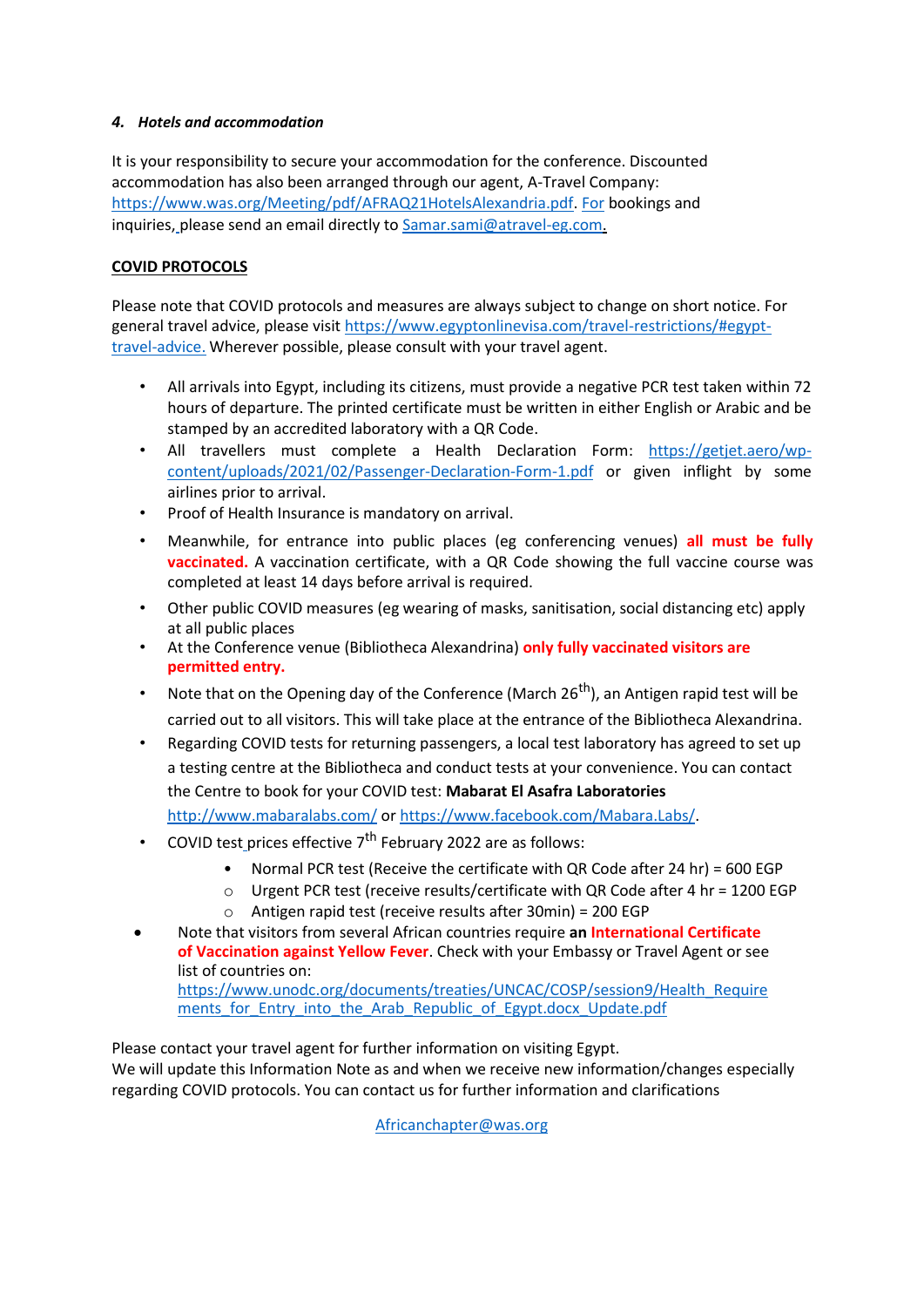#### *4. Hotels and accommodation*

It is your responsibility to secure your accommodation for the conference. Discounted accommodation has also been arranged through our agent, A-Travel Company: https://www.was.org/Meeting/pdf/AFRAQ21HotelsAlexandria.pdf. For bookings and inquiries, please send an email directly to Samar.sami@atravel-eg.com.

**COVID PROTOCOLS**

Please note that COVID protocols and measures are always subject to change on short notice. For general travel advice, please visit https://www.egyptonlinevisa.com/travel-restrictions/#egypt-travel-advice. Wherever possible, please consult with your travel agent.

- All arrivals into Egypt, including its citizens, must provide a negative PCR test taken within 72 hours of departure. The printed certificate must be written in either English or Arabic and be stamped by an accredited laboratory with a QR Code.
- All travellers must complete a Health Declaration Form: https://getjet.aero/wp-content/uploads/2021/02/Passenger-Declaration-Form-1.pdf or given inflight by some airlines prior to arrival.
- Proof of Health Insurance is mandatory on arrival.
- Meanwhile, for entrance into public places (eg conferencing venues) **all must be fully vaccinated.** A vaccination certificate, with a QR Code showing the full vaccine course was completed at least 14 days before arrival is required.
- Other public COVID measures (eg wearing of masks, sanitisation, social distancing etc) apply at all public places
- At the Conference venue (Bibliotheca Alexandrina) **only fully vaccinated visitors are permitted entry.**
- Note that on the Opening day of the Conference (March 26th), an Antigen rapid test will be carried out to all visitors. This will take place at the entrance of the Bibliotheca Alexandrina.
- Regarding COVID tests for returning passengers, a local test laboratory has agreed to set up a testing centre at the Bibliotheca and conduct tests at your convenience. You can contact the Centre to book for your COVID test: **Mabarat El Asafra Laboratories** http://www.mabaralabs.com/ or https://www.facebook.com/Mabara.Labs/.
- COVID test prices effective 7th February 2022 are as follows:
    - Normal PCR test (Receive the certificate with QR Code after 24 hr) = 600 EGP
    - Urgent PCR test (receive results/certificate with QR Code after 4 hr = 1200 EGP
    - Antigen rapid test (receive results after 30min) = 200 EGP
- Note that visitors from several African countries require **an International Certificate of Vaccination against Yellow Fever**. Check with your Embassy or Travel Agent or see list of countries on: https://www.unodc.org/documents/treaties/UNCAC/COSP/session9/Health_Requirements_for_Entry_into_the_Arab_Republic_of_Egypt.docx_Update.pdf

Please contact your travel agent for further information on visiting Egypt.
We will update this Information Note as and when we receive new information/changes especially regarding COVID protocols. You can contact us for further information and clarifications

Africanchapter@was.org